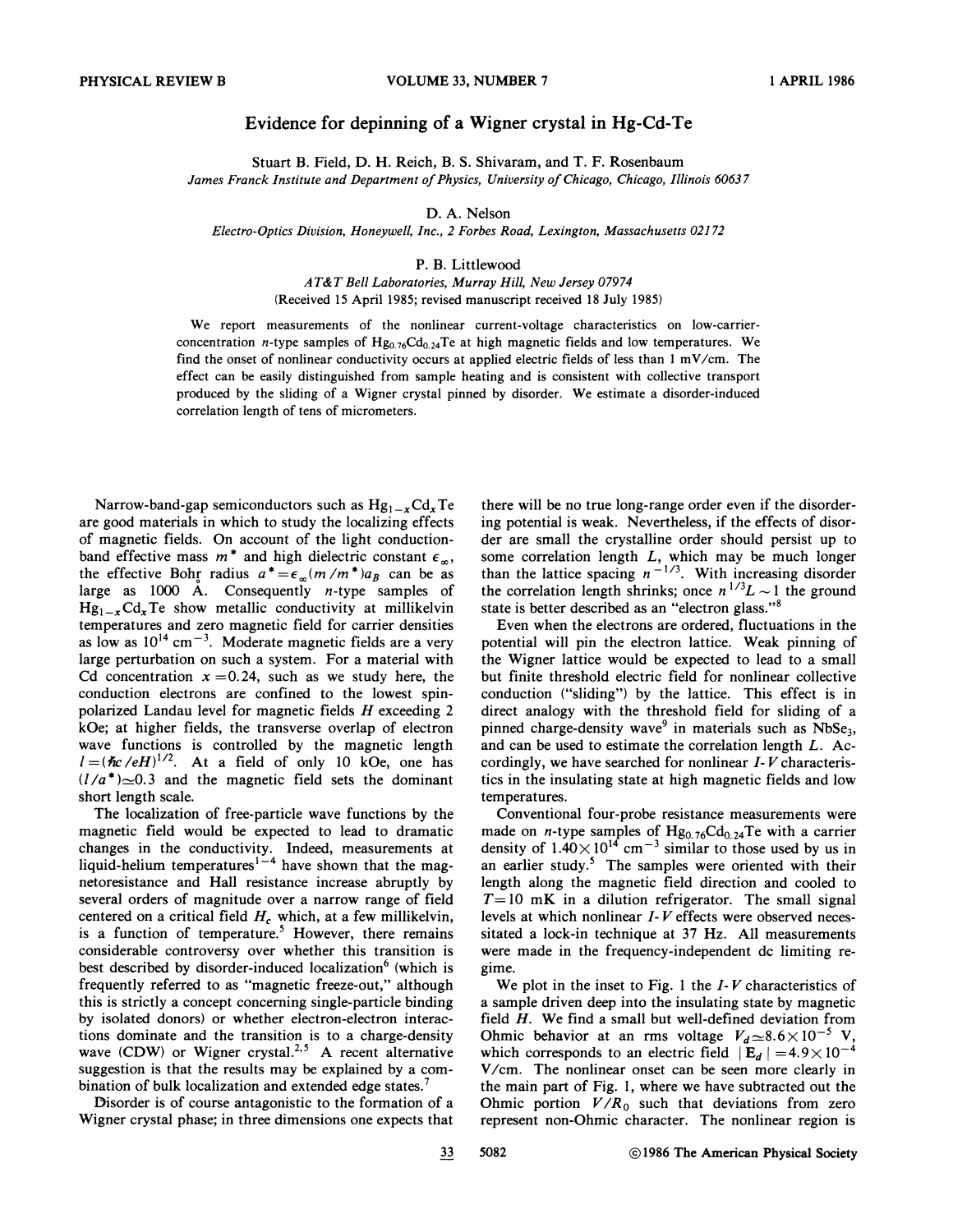# Evidence for depinning of a Wigner crystal in Hg-Cd-Te

Stuart B. Field, D. H. Reich, B. S. Shivaram, and T. F. Rosenbaum
*James Franck Institute and Department of Physics, University of Chicago, Chicago, Illinois 60637*

D. A. Nelson
*Electro-Optics Division, Honeywell, Inc., 2 Forbes Road, Lexington, Massachusetts 02172*

P. B. Littlewood
*AT&T Bell Laboratories, Murray Hill, New Jersey 07974*

(Received 15 April 1985; revised manuscript received 18 July 1985)

We report measurements of the nonlinear current-voltage characteristics on low-carrier-concentration $n$-type samples of $Hg_{0.76}Cd_{0.24}Te$ at high magnetic fields and low temperatures. We find the onset of nonlinear conductivity occurs at applied electric fields of less than 1 mV/cm. The effect can be easily distinguished from sample heating and is consistent with collective transport produced by the sliding of a Wigner crystal pinned by disorder. We estimate a disorder-induced correlation length of tens of micrometers.

Narrow-band-gap semiconductors such as $Hg_{1-x}Cd_xTe$ are good materials in which to study the localizing effects of magnetic fields. On account of the light conduction-band effective mass $m^*$ and high dielectric constant $\epsilon_\infty$, the effective Bohr radius $a^* = \epsilon_\infty (m/m^*) a_B$ can be as large as 1000 Å. Consequently $n$-type samples of $Hg_{1-x}Cd_xTe$ show metallic conductivity at millikelvin temperatures and zero magnetic field for carrier densities as low as $10^{14}$ cm$^{-3}$. Moderate magnetic fields are a very large perturbation on such a system. For a material with Cd concentration $x = 0.24$, such as we study here, the conduction electrons are confined to the lowest spin-polarized Landau level for magnetic fields $H$ exceeding 2 kOe; at higher fields, the transverse overlap of electron wave functions is controlled by the magnetic length $l = (\hbar c/eH)^{1/2}$. At a field of only 10 kOe, one has $(l/a^*) \simeq 0.3$ and the magnetic field sets the dominant short length scale.

The localization of free-particle wave functions by the magnetic field would be expected to lead to dramatic changes in the conductivity. Indeed, measurements at liquid-helium temperatures[1-4] have shown that the magnetoresistance and Hall resistance increase abruptly by several orders of magnitude over a narrow range of field centered on a critical field $H_c$ which, at a few millikelvin, is a function of temperature.[5] However, there remains considerable controversy over whether this transition is best described by disorder-induced localization[6] (which is frequently referred to as "magnetic freeze-out," although this is strictly a concept concerning single-particle binding by isolated donors) or whether electron-electron interactions dominate and the transition is to a charge-density wave (CDW) or Wigner crystal.[2,5] A recent alternative suggestion is that the results may be explained by a combination of bulk localization and extended edge states.[7]

Disorder is of course antagonistic to the formation of a Wigner crystal phase; in three dimensions one expects that there will be no true long-range order even if the disordering potential is weak. Nevertheless, if the effects of disorder are small the crystalline order should persist up to some correlation length $L$, which may be much longer than the lattice spacing $n^{-1/3}$. With increasing disorder the correlation length shrinks; once $n^{1/3}L \sim 1$ the ground state is better described as an "electron glass."[8]

Even when the electrons are ordered, fluctuations in the potential will pin the electron lattice. Weak pinning of the Wigner lattice would be expected to lead to a small but finite threshold electric field for nonlinear collective conduction ("sliding") by the lattice. This effect is in direct analogy with the threshold field for sliding of a pinned charge-density wave[9] in materials such as $NbSe_3$, and can be used to estimate the correlation length $L$. Accordingly, we have searched for nonlinear $I$-$V$ characteristics in the insulating state at high magnetic fields and low temperatures.

Conventional four-probe resistance measurements were made on $n$-type samples of $Hg_{0.76}Cd_{0.24}Te$ with a carrier density of $1.40 \times 10^{14}$ cm$^{-3}$ similar to those used by us in an earlier study.[5] The samples were oriented with their length along the magnetic field direction and cooled to $T = 10$ mK in a dilution refrigerator. The small signal levels at which nonlinear $I$-$V$ effects were observed necessitated a lock-in technique at 37 Hz. All measurements were made in the frequency-independent dc limiting regime.

We plot in the inset to Fig. 1 the $I$-$V$ characteristics of a sample driven deep into the insulating state by magnetic field $H$. We find a small but well-defined deviation from Ohmic behavior at an rms voltage $V_d \simeq 8.6 \times 10^{-5}$ V, which corresponds to an electric field $|\mathbf{E}_d| = 4.9 \times 10^{-4}$ V/cm. The nonlinear onset can be seen more clearly in the main part of Fig. 1, where we have subtracted out the Ohmic portion $V/R_0$ such that deviations from zero represent non-Ohmic character. The nonlinear region is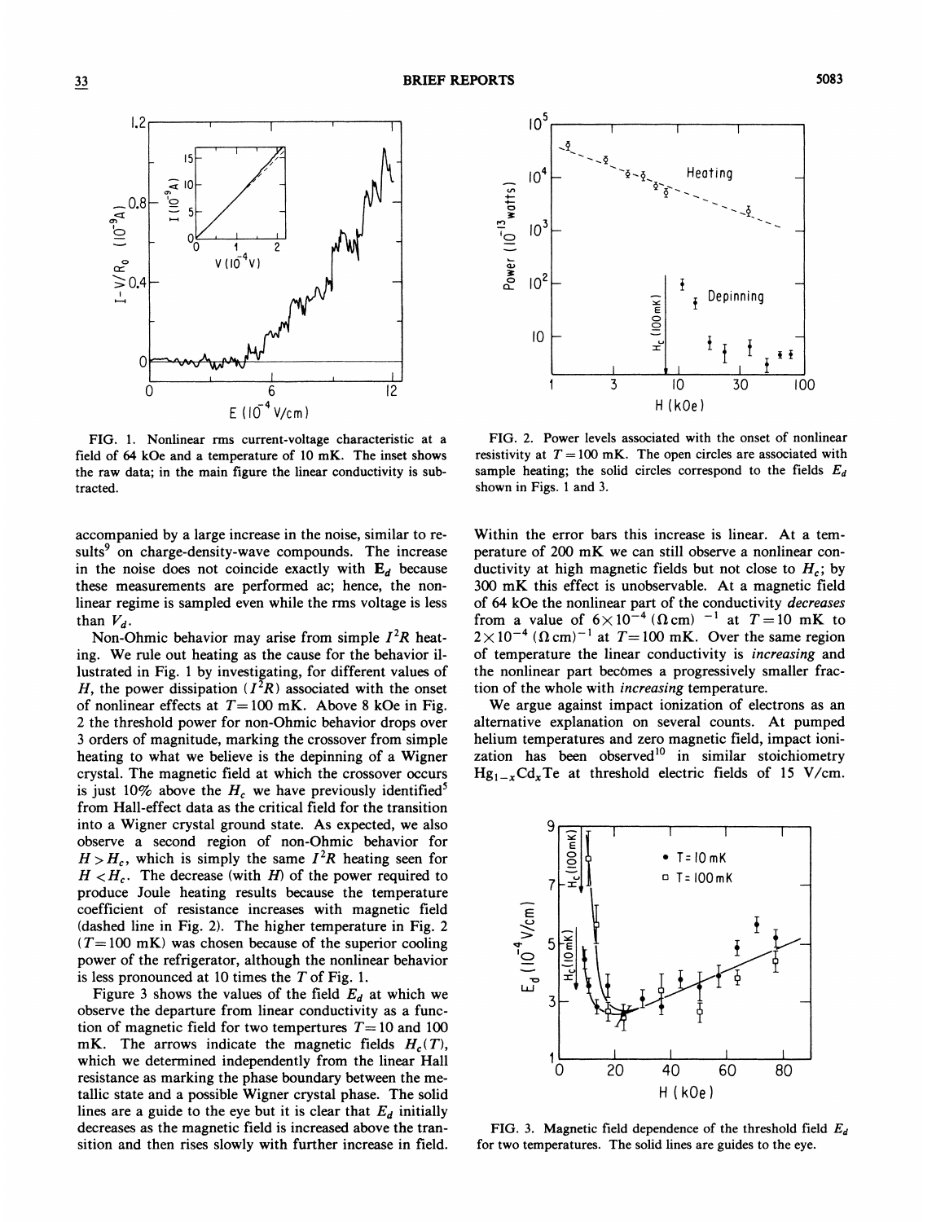FIG. 1. Nonlinear rms current-voltage characteristic at a field of 64 kOe and a temperature of 10 mK. The inset shows the raw data; in the main figure the linear conductivity is subtracted.

FIG. 2. Power levels associated with the onset of nonlinear resistivity at $T = 100$ mK. The open circles are associated with sample heating; the solid circles correspond to the fields $E_d$ shown in Figs. 1 and 3.

accompanied by a large increase in the noise, similar to results[9] on charge-density-wave compounds. The increase in the noise does not coincide exactly with $\mathbf{E}_d$ because these measurements are performed ac; hence, the nonlinear regime is sampled even while the rms voltage is less than $V_d$.

Non-Ohmic behavior may arise from simple $I^2R$ heating. We rule out heating as the cause for the behavior illustrated in Fig. 1 by investigating, for different values of $H$, the power dissipation ($I^2R$) associated with the onset of nonlinear effects at $T = 100$ mK. Above 8 kOe in Fig. 2 the threshold power for non-Ohmic behavior drops over 3 orders of magnitude, marking the crossover from simple heating to what we believe is the depinning of a Wigner crystal. The magnetic field at which the crossover occurs is just 10% above the $H_c$ we have previously identified[5] from Hall-effect data as the critical field for the transition into a Wigner crystal ground state. As expected, we also observe a second region of non-Ohmic behavior for $H > H_c$, which is simply the same $I^2R$ heating seen for $H < H_c$. The decrease (with $H$) of the power required to produce Joule heating results because the temperature coefficient of resistance increases with magnetic field (dashed line in Fig. 2). The higher temperature in Fig. 2 ($T = 100$ mK) was chosen because of the superior cooling power of the refrigerator, although the nonlinear behavior is less pronounced at 10 times the $T$ of Fig. 1.

Figure 3 shows the values of the field $E_d$ at which we observe the departure from linear conductivity as a function of magnetic field for two tempertures $T = 10$ and 100 mK. The arrows indicate the magnetic fields $H_c(T)$, which we determined independently from the linear Hall resistance as marking the phase boundary between the metallic state and a possible Wigner crystal phase. The solid lines are a guide to the eye but it is clear that $E_d$ initially decreases as the magnetic field is increased above the transition and then rises slowly with further increase in field. Within the error bars this increase is linear. At a temperature of 200 mK we can still observe a nonlinear conductivity at high magnetic fields but not close to $H_c$; by 300 mK this effect is unobservable. At a magnetic field of 64 kOe the nonlinear part of the conductivity *decreases* from a value of $6\times10^{-4}$ $(\Omega\,\text{cm})^{-1}$ at $T = 10$ mK to $2\times10^{-4}$ $(\Omega\,\text{cm})^{-1}$ at $T = 100$ mK. Over the same region of temperature the linear conductivity is *increasing* and the nonlinear part becomes a progressively smaller fraction of the whole with *increasing* temperature.

We argue against impact ionization of electrons as an alternative explanation on several counts. At pumped helium temperatures and zero magnetic field, impact ionization has been observed[10] in similar stoichiometry $Hg_{1-x}Cd_xTe$ at threshold electric fields of 15 V/cm.

FIG. 3. Magnetic field dependence of the threshold field $E_d$ for two temperatures. The solid lines are guides to the eye.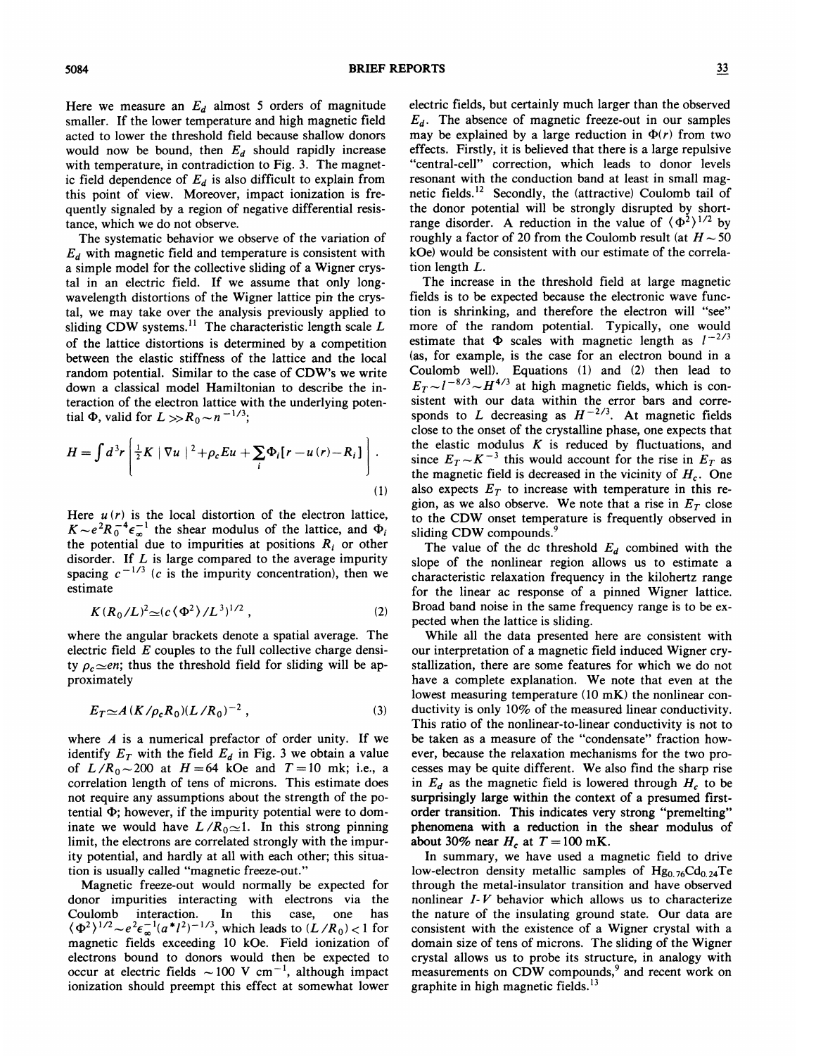Here we measure an $E_d$ almost 5 orders of magnitude smaller. If the lower temperature and high magnetic field acted to lower the threshold field because shallow donors would now be bound, then $E_d$ should rapidly increase with temperature, in contradiction to Fig. 3. The magnetic field dependence of $E_d$ is also difficult to explain from this point of view. Moreover, impact ionization is frequently signaled by a region of negative differential resistance, which we do not observe.

The systematic behavior we observe of the variation of $E_d$ with magnetic field and temperature is consistent with a simple model for the collective sliding of a Wigner crystal in an electric field. If we assume that only long-wavelength distortions of the Wigner lattice pin the crystal, we may take over the analysis previously applied to sliding CDW systems.[11] The characteristic length scale $L$ of the lattice distortions is determined by a competition between the elastic stiffness of the lattice and the local random potential. Similar to the case of CDW's we write down a classical model Hamiltonian to describe the interaction of the electron lattice with the underlying potential $\Phi$, valid for $L \gg R_0 \sim n^{-1/3}$;

$$H = \int d^3r \left[ \tfrac{1}{2} K \mid \nabla u \mid^2 + \rho_c E u + \sum_i \Phi_i [r - u(r) - R_i] \right] . \tag{1}$$

Here $u(r)$ is the local distortion of the electron lattice, $K \sim e^2 R_0^{-4} \epsilon_\infty^{-1}$ the shear modulus of the lattice, and $\Phi_i$ the potential due to impurities at positions $R_i$ or other disorder. If $L$ is large compared to the average impurity spacing $c^{-1/3}$ ($c$ is the impurity concentration), then we estimate

$$K(R_0/L)^2 \simeq (c \langle \Phi^2 \rangle / L^3)^{1/2} , \tag{2}$$

where the angular brackets denote a spatial average. The electric field $E$ couples to the full collective charge density $\rho_c \simeq en$; thus the threshold field for sliding will be approximately

$$E_T \simeq A (K/\rho_c R_0)(L/R_0)^{-2} , \tag{3}$$

where $A$ is a numerical prefactor of order unity. If we identify $E_T$ with the field $E_d$ in Fig. 3 we obtain a value of $L/R_0 \sim 200$ at $H = 64$ kOe and $T = 10$ mk; i.e., a correlation length of tens of microns. This estimate does not require any assumptions about the strength of the potential $\Phi$; however, if the impurity potential were to dominate we would have $L/R_0 \simeq 1$. In this strong pinning limit, the electrons are correlated strongly with the impurity potential, and hardly at all with each other; this situation is usually called "magnetic freeze-out."

Magnetic freeze-out would normally be expected for donor impurities interacting with electrons via the Coulomb interaction. In this case, one has $\langle \Phi^2 \rangle^{1/2} \sim e^2 \epsilon_\infty^{-1} (a^* l^2)^{-1/3}$, which leads to $(L/R_0) < 1$ for magnetic fields exceeding 10 kOe. Field ionization of electrons bound to donors would then be expected to occur at electric fields $\sim 100$ V cm$^{-1}$, although impact ionization should preempt this effect at somewhat lower electric fields, but certainly much larger than the observed $E_d$. The absence of magnetic freeze-out in our samples may be explained by a large reduction in $\Phi(r)$ from two effects. Firstly, it is believed that there is a large repulsive "central-cell" correction, which leads to donor levels resonant with the conduction band at least in small magnetic fields.[12] Secondly, the (attractive) Coulomb tail of the donor potential will be strongly disrupted by short-range disorder. A reduction in the value of $\langle \Phi^2 \rangle^{1/2}$ by roughly a factor of 20 from the Coulomb result (at $H \sim 50$ kOe) would be consistent with our estimate of the correlation length $L$.

The increase in the threshold field at large magnetic fields is to be expected because the electronic wave function is shrinking, and therefore the electron will "see" more of the random potential. Typically, one would estimate that $\Phi$ scales with magnetic length as $l^{-2/3}$ (as, for example, is the case for an electron bound in a Coulomb well). Equations (1) and (2) then lead to $E_T \sim l^{-8/3} \sim H^{4/3}$ at high magnetic fields, which is consistent with our data within the error bars and corresponds to $L$ decreasing as $H^{-2/3}$. At magnetic fields close to the onset of the crystalline phase, one expects that the elastic modulus $K$ is reduced by fluctuations, and since $E_T \sim K^{-3}$ this would account for the rise in $E_T$ as the magnetic field is decreased in the vicinity of $H_c$. One also expects $E_T$ to increase with temperature in this region, as we also observe. We note that a rise in $E_T$ close to the CDW onset temperature is frequently observed in sliding CDW compounds.[9]

The value of the dc threshold $E_d$ combined with the slope of the nonlinear region allows us to estimate a characteristic relaxation frequency in the kilohertz range for the linear ac response of a pinned Wigner lattice. Broad band noise in the same frequency range is to be expected when the lattice is sliding.

While all the data presented here are consistent with our interpretation of a magnetic field induced Wigner crystallization, there are some features for which we do not have a complete explanation. We note that even at the lowest measuring temperature (10 mK) the nonlinear conductivity is only 10% of the measured linear conductivity. This ratio of the nonlinear-to-linear conductivity is not to be taken as a measure of the "condensate" fraction however, because the relaxation mechanisms for the two processes may be quite different. We also find the sharp rise in $E_d$ as the magnetic field is lowered through $H_c$ to be surprisingly large within the context of a presumed first-order transition. This indicates very strong "premelting" phenomena with a reduction in the shear modulus of about 30% near $H_c$ at $T = 100$ mK.

In summary, we have used a magnetic field to drive low-electron density metallic samples of $Hg_{0.76}Cd_{0.24}Te$ through the metal-insulator transition and have observed nonlinear $I$-$V$ behavior which allows us to characterize the nature of the insulating ground state. Our data are consistent with the existence of a Wigner crystal with a domain size of tens of microns. The sliding of the Wigner crystal allows us to probe its structure, in analogy with measurements on CDW compounds,[9] and recent work on graphite in high magnetic fields.[13]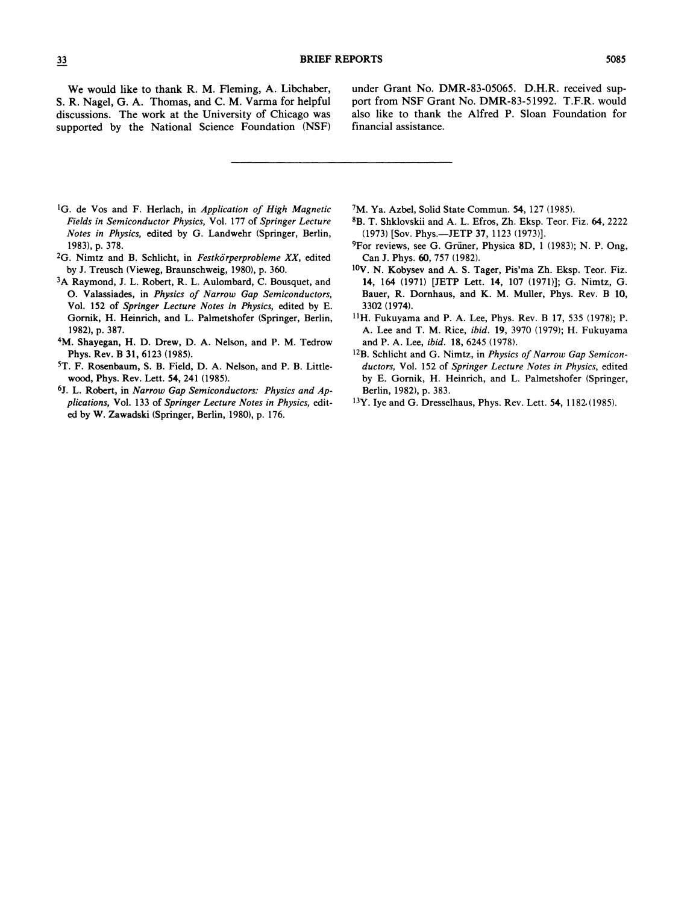We would like to thank R. M. Fleming, A. Libchaber, S. R. Nagel, G. A. Thomas, and C. M. Varma for helpful discussions. The work at the University of Chicago was supported by the National Science Foundation (NSF) under Grant No. DMR-83-05065. D.H.R. received support from NSF Grant No. DMR-83-51992. T.F.R. would also like to thank the Alfred P. Sloan Foundation for financial assistance.

---

[1]G. de Vos and F. Herlach, in *Application of High Magnetic Fields in Semiconductor Physics*, Vol. 177 of *Springer Lecture Notes in Physics*, edited by G. Landwehr (Springer, Berlin, 1983), p. 378.

[2]G. Nimtz and B. Schlicht, in *Festkörperprobleme XX*, edited by J. Treusch (Vieweg, Braunschweig, 1980), p. 360.

[3]A Raymond, J. L. Robert, R. L. Aulombard, C. Bousquet, and O. Valassiades, in *Physics of Narrow Gap Semiconductors*, Vol. 152 of *Springer Lecture Notes in Physics*, edited by E. Gornik, H. Heinrich, and L. Palmetshofer (Springer, Berlin, 1982), p. 387.

[4]M. Shayegan, H. D. Drew, D. A. Nelson, and P. M. Tedrow Phys. Rev. B **31**, 6123 (1985).

[5]T. F. Rosenbaum, S. B. Field, D. A. Nelson, and P. B. Littlewood, Phys. Rev. Lett. **54**, 241 (1985).

[6]J. L. Robert, in *Narrow Gap Semiconductors: Physics and Applications*, Vol. 133 of *Springer Lecture Notes in Physics*, edited by W. Zawadski (Springer, Berlin, 1980), p. 176.

[7]M. Ya. Azbel, Solid State Commun. **54**, 127 (1985).

[8]B. T. Shklovskii and A. L. Efros, Zh. Eksp. Teor. Fiz. **64**, 2222 (1973) [Sov. Phys.—JETP **37**, 1123 (1973)].

[9]For reviews, see G. Grüner, Physica **8D**, 1 (1983); N. P. Ong, Can J. Phys. **60**, 757 (1982).

[10]V. N. Kobysev and A. S. Tager, Pis'ma Zh. Eksp. Teor. Fiz. **14**, 164 (1971) [JETP Lett. **14**, 107 (1971)]; G. Nimtz, G. Bauer, R. Dornhaus, and K. M. Muller, Phys. Rev. B **10**, 3302 (1974).

[11]H. Fukuyama and P. A. Lee, Phys. Rev. B **17**, 535 (1978); P. A. Lee and T. M. Rice, *ibid.* **19**, 3970 (1979); H. Fukuyama and P. A. Lee, *ibid.* **18**, 6245 (1978).

[12]B. Schlicht and G. Nimtz, in *Physics of Narrow Gap Semiconductors*, Vol. 152 of *Springer Lecture Notes in Physics*, edited by E. Gornik, H. Heinrich, and L. Palmetshofer (Springer, Berlin, 1982), p. 383.

[13]Y. Iye and G. Dresselhaus, Phys. Rev. Lett. **54**, 1182 (1985).